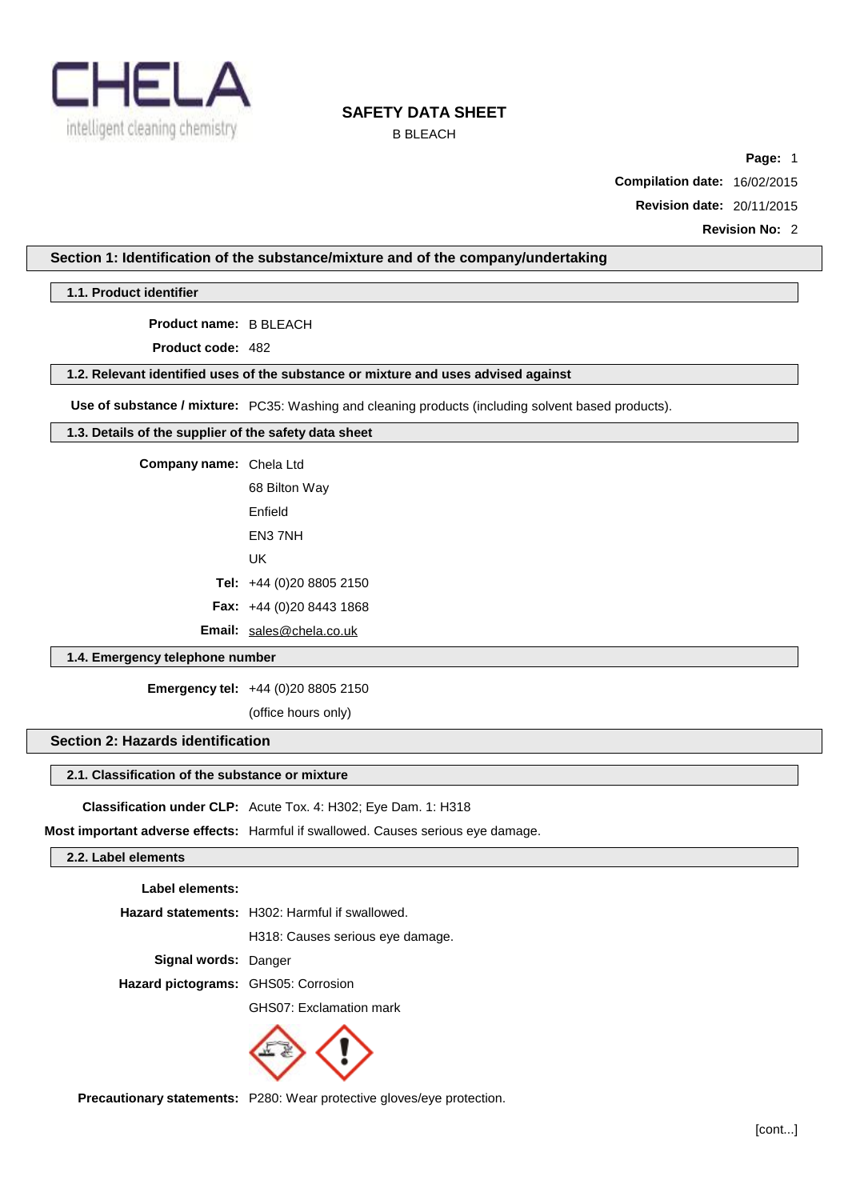# SAFETY DATA SHEET

B BLEACH

**Page:** 1

**Compilation date:** 16/02/2015

**Revision date:** 20/11/2015

**Revision No:** 2

## Section 1: Identification of the substance/mixture and of the company/undertaking

### 1.1. Product identifier

**Product name:** B BLEACH

**Product code:** 482

### 1.2. Relevant identified uses of the substance or mixture and uses advised against

**Use of substance / mixture:** PC35: Washing and cleaning products (including solvent based products).

### 1.3. Details of the supplier of the safety data sheet

**Company name:** Chela Ltd
68 Bilton Way
Enfield
EN3 7NH
UK

**Tel:** +44 (0)20 8805 2150

**Fax:** +44 (0)20 8443 1868

**Email:** sales@chela.co.uk

### 1.4. Emergency telephone number

**Emergency tel:** +44 (0)20 8805 2150
(office hours only)

## Section 2: Hazards identification

### 2.1. Classification of the substance or mixture

**Classification under CLP:** Acute Tox. 4: H302; Eye Dam. 1: H318

**Most important adverse effects:** Harmful if swallowed. Causes serious eye damage.

### 2.2. Label elements

**Label elements:**

**Hazard statements:** H302: Harmful if swallowed.
H318: Causes serious eye damage.

**Signal words:** Danger

**Hazard pictograms:** GHS05: Corrosion
GHS07: Exclamation mark

**Precautionary statements:** P280: Wear protective gloves/eye protection.

[cont...]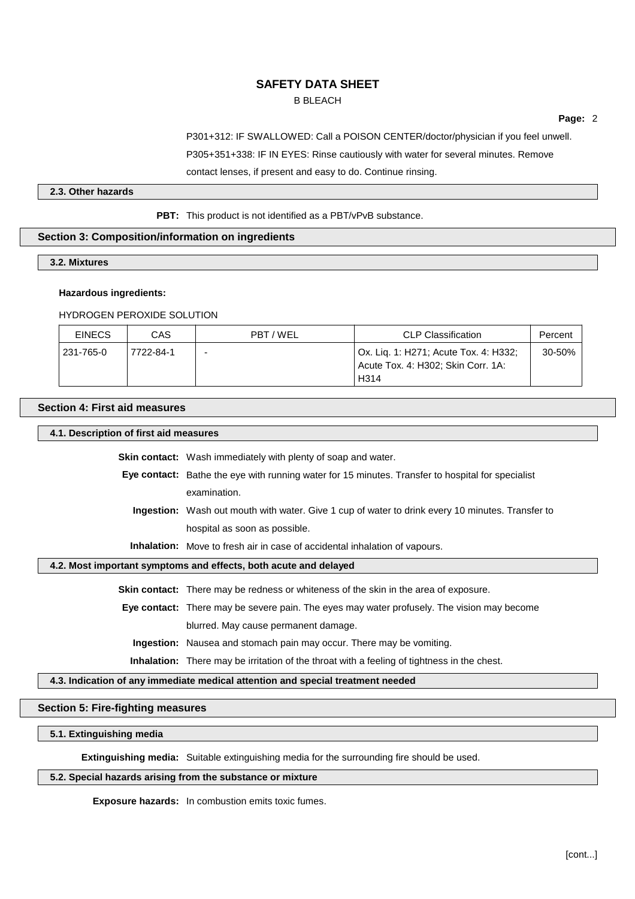P301+312: IF SWALLOWED: Call a POISON CENTER/doctor/physician if you feel unwell.

P305+351+338: IF IN EYES: Rinse cautiously with water for several minutes. Remove contact lenses, if present and easy to do. Continue rinsing.

### 2.3. Other hazards

**PBT:** This product is not identified as a PBT/vPvB substance.

## Section 3: Composition/information on ingredients

### 3.2. Mixtures

**Hazardous ingredients:**

HYDROGEN PEROXIDE SOLUTION

| EINECS | CAS | PBT / WEL | CLP Classification | Percent |
|---|---|---|---|---|
| 231-765-0 | 7722-84-1 | - | Ox. Liq. 1: H271; Acute Tox. 4: H332; Acute Tox. 4: H302; Skin Corr. 1A: H314 | 30-50% |

## Section 4: First aid measures

### 4.1. Description of first aid measures

**Skin contact:** Wash immediately with plenty of soap and water.

**Eye contact:** Bathe the eye with running water for 15 minutes. Transfer to hospital for specialist examination.

**Ingestion:** Wash out mouth with water. Give 1 cup of water to drink every 10 minutes. Transfer to hospital as soon as possible.

**Inhalation:** Move to fresh air in case of accidental inhalation of vapours.

### 4.2. Most important symptoms and effects, both acute and delayed

**Skin contact:** There may be redness or whiteness of the skin in the area of exposure.

**Eye contact:** There may be severe pain. The eyes may water profusely. The vision may become blurred. May cause permanent damage.

**Ingestion:** Nausea and stomach pain may occur. There may be vomiting.

**Inhalation:** There may be irritation of the throat with a feeling of tightness in the chest.

### 4.3. Indication of any immediate medical attention and special treatment needed

## Section 5: Fire-fighting measures

### 5.1. Extinguishing media

**Extinguishing media:** Suitable extinguishing media for the surrounding fire should be used.

### 5.2. Special hazards arising from the substance or mixture

**Exposure hazards:** In combustion emits toxic fumes.

[cont...]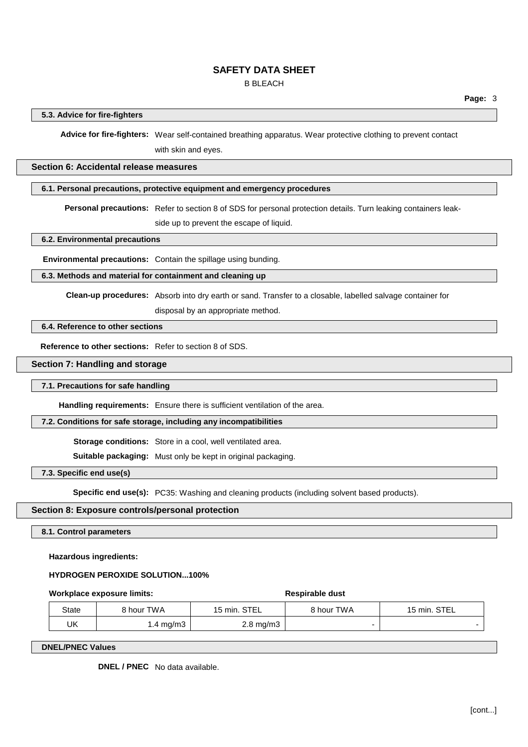### 5.3. Advice for fire-fighters

**Advice for fire-fighters:** Wear self-contained breathing apparatus. Wear protective clothing to prevent contact with skin and eyes.

## Section 6: Accidental release measures

### 6.1. Personal precautions, protective equipment and emergency procedures

**Personal precautions:** Refer to section 8 of SDS for personal protection details. Turn leaking containers leak-side up to prevent the escape of liquid.

### 6.2. Environmental precautions

**Environmental precautions:** Contain the spillage using bunding.

### 6.3. Methods and material for containment and cleaning up

**Clean-up procedures:** Absorb into dry earth or sand. Transfer to a closable, labelled salvage container for disposal by an appropriate method.

### 6.4. Reference to other sections

**Reference to other sections:** Refer to section 8 of SDS.

## Section 7: Handling and storage

### 7.1. Precautions for safe handling

**Handling requirements:** Ensure there is sufficient ventilation of the area.

### 7.2. Conditions for safe storage, including any incompatibilities

**Storage conditions:** Store in a cool, well ventilated area.

**Suitable packaging:** Must only be kept in original packaging.

### 7.3. Specific end use(s)

**Specific end use(s):** PC35: Washing and cleaning products (including solvent based products).

## Section 8: Exposure controls/personal protection

### 8.1. Control parameters

**Hazardous ingredients:**

**HYDROGEN PEROXIDE SOLUTION...100%**

**Workplace exposure limits:** | | | **Respirable dust** |

| State | 8 hour TWA | 15 min. STEL | 8 hour TWA | 15 min. STEL |
|---|---|---|---|---|
| UK | 1.4 mg/m3 | 2.8 mg/m3 | - | - |

### DNEL/PNEC Values

**DNEL / PNEC** No data available.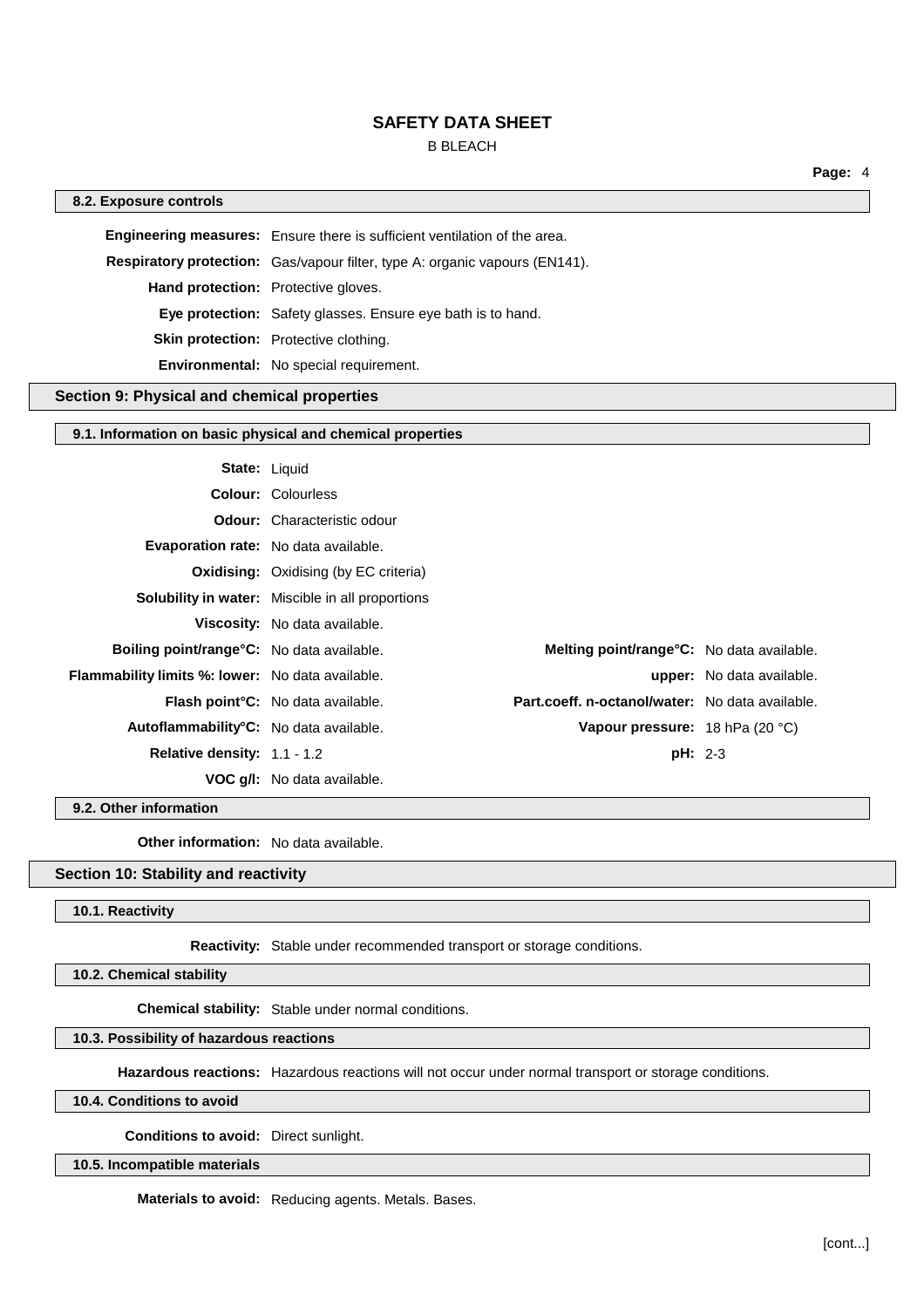### 8.2. Exposure controls

**Engineering measures:** Ensure there is sufficient ventilation of the area.

**Respiratory protection:** Gas/vapour filter, type A: organic vapours (EN141).

**Hand protection:** Protective gloves.

**Eye protection:** Safety glasses. Ensure eye bath is to hand.

**Skin protection:** Protective clothing.

**Environmental:** No special requirement.

## Section 9: Physical and chemical properties

### 9.1. Information on basic physical and chemical properties

**State:** Liquid

**Colour:** Colourless

**Odour:** Characteristic odour

**Evaporation rate:** No data available.

**Oxidising:** Oxidising (by EC criteria)

**Solubility in water:** Miscible in all proportions

**Viscosity:** No data available.

| | | | |
|---|---|---|---|
| **Boiling point/range°C:** | No data available. | **Melting point/range°C:** | No data available. |
| **Flammability limits %: lower:** | No data available. | **upper:** | No data available. |
| **Flash point°C:** | No data available. | **Part.coeff. n-octanol/water:** | No data available. |
| **Autoflammability°C:** | No data available. | **Vapour pressure:** | 18 hPa (20 °C) |
| **Relative density:** | 1.1 - 1.2 | **pH:** | 2-3 |
| **VOC g/l:** | No data available. | | |

### 9.2. Other information

**Other information:** No data available.

## Section 10: Stability and reactivity

### 10.1. Reactivity

**Reactivity:** Stable under recommended transport or storage conditions.

### 10.2. Chemical stability

**Chemical stability:** Stable under normal conditions.

### 10.3. Possibility of hazardous reactions

**Hazardous reactions:** Hazardous reactions will not occur under normal transport or storage conditions.

### 10.4. Conditions to avoid

**Conditions to avoid:** Direct sunlight.

### 10.5. Incompatible materials

**Materials to avoid:** Reducing agents. Metals. Bases.

[cont...]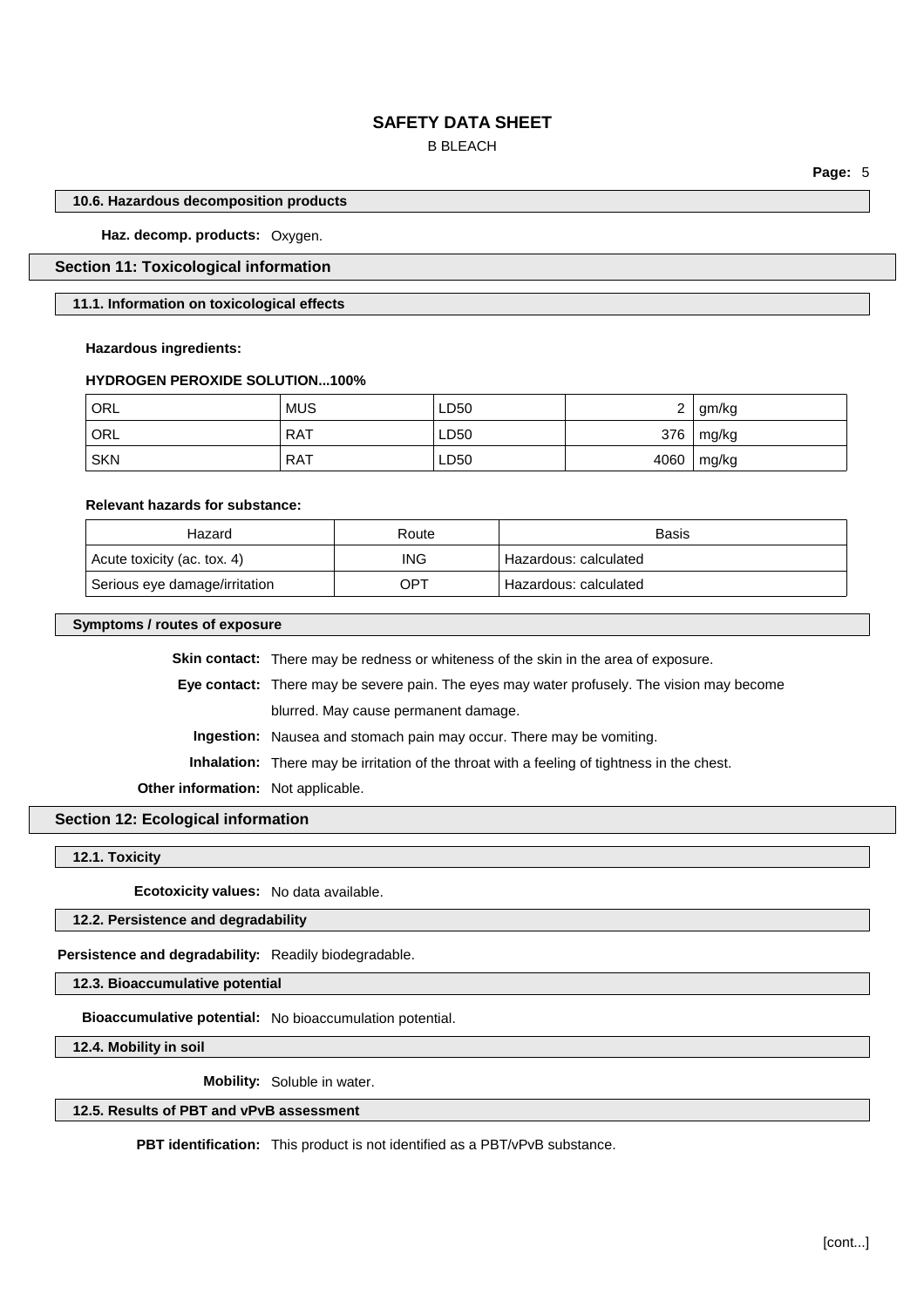### 10.6. Hazardous decomposition products

**Haz. decomp. products:** Oxygen.

## Section 11: Toxicological information

### 11.1. Information on toxicological effects

**Hazardous ingredients:**

**HYDROGEN PEROXIDE SOLUTION...100%**

| | | | | |
|---|---|---|---|---|
| ORL | MUS | LD50 | 2 | gm/kg |
| ORL | RAT | LD50 | 376 | mg/kg |
| SKN | RAT | LD50 | 4060 | mg/kg |

**Relevant hazards for substance:**

| Hazard | Route | Basis |
|---|---|---|
| Acute toxicity (ac. tox. 4) | ING | Hazardous: calculated |
| Serious eye damage/irritation | OPT | Hazardous: calculated |

### Symptoms / routes of exposure

**Skin contact:** There may be redness or whiteness of the skin in the area of exposure.

**Eye contact:** There may be severe pain. The eyes may water profusely. The vision may become blurred. May cause permanent damage.

**Ingestion:** Nausea and stomach pain may occur. There may be vomiting.

**Inhalation:** There may be irritation of the throat with a feeling of tightness in the chest.

**Other information:** Not applicable.

## Section 12: Ecological information

### 12.1. Toxicity

**Ecotoxicity values:** No data available.

### 12.2. Persistence and degradability

**Persistence and degradability:** Readily biodegradable.

### 12.3. Bioaccumulative potential

**Bioaccumulative potential:** No bioaccumulation potential.

### 12.4. Mobility in soil

**Mobility:** Soluble in water.

### 12.5. Results of PBT and vPvB assessment

**PBT identification:** This product is not identified as a PBT/vPvB substance.

[cont...]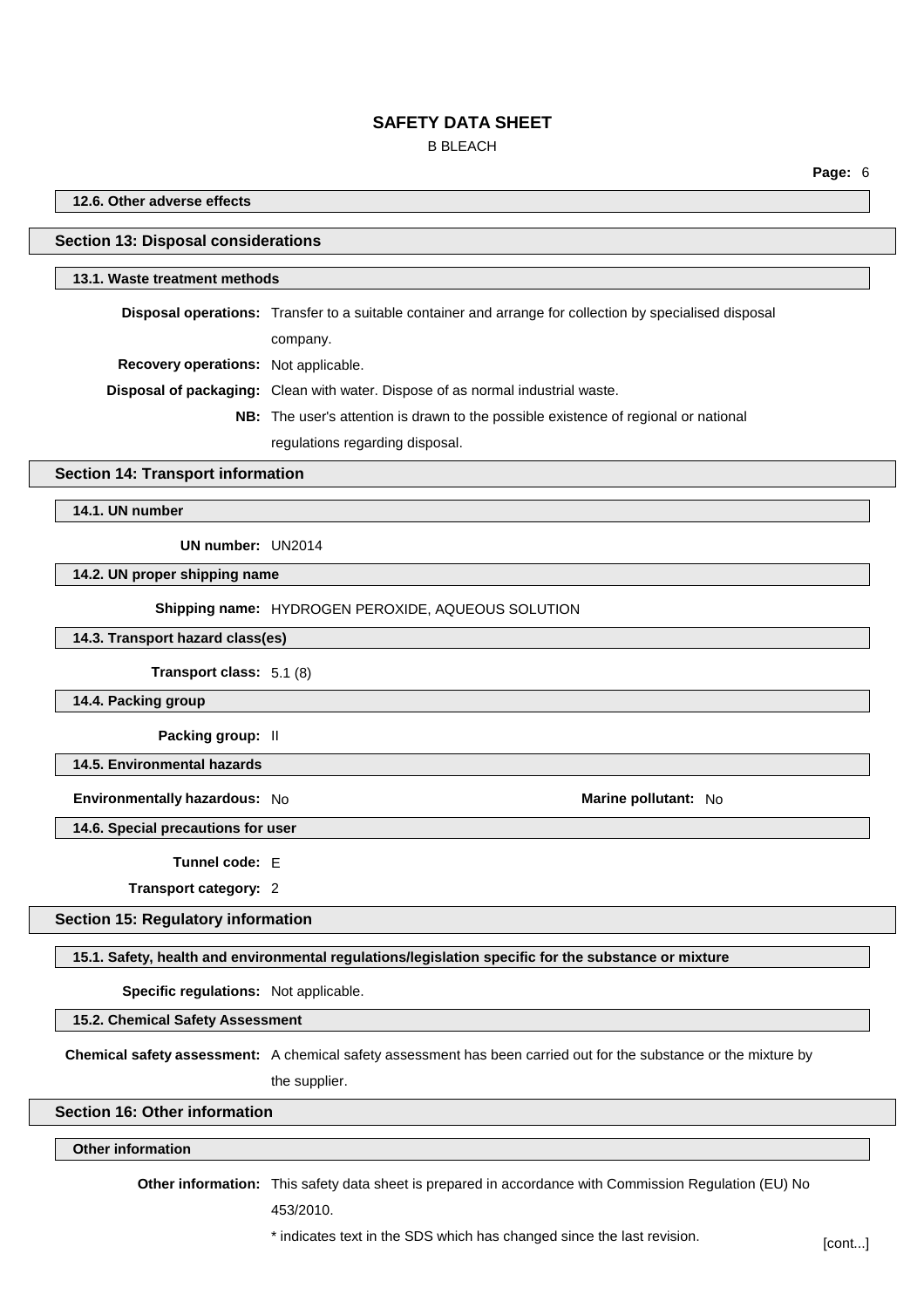### 12.6. Other adverse effects

## Section 13: Disposal considerations

### 13.1. Waste treatment methods

**Disposal operations:** Transfer to a suitable container and arrange for collection by specialised disposal company.

**Recovery operations:** Not applicable.

**Disposal of packaging:** Clean with water. Dispose of as normal industrial waste.

**NB:** The user's attention is drawn to the possible existence of regional or national regulations regarding disposal.

## Section 14: Transport information

### 14.1. UN number

**UN number:** UN2014

### 14.2. UN proper shipping name

**Shipping name:** HYDROGEN PEROXIDE, AQUEOUS SOLUTION

### 14.3. Transport hazard class(es)

**Transport class:** 5.1 (8)

### 14.4. Packing group

**Packing group:** II

### 14.5. Environmental hazards

**Environmentally hazardous:** No

**Marine pollutant:** No

### 14.6. Special precautions for user

**Tunnel code:** E

**Transport category:** 2

## Section 15: Regulatory information

### 15.1. Safety, health and environmental regulations/legislation specific for the substance or mixture

**Specific regulations:** Not applicable.

### 15.2. Chemical Safety Assessment

**Chemical safety assessment:** A chemical safety assessment has been carried out for the substance or the mixture by the supplier.

## Section 16: Other information

### Other information

**Other information:** This safety data sheet is prepared in accordance with Commission Regulation (EU) No 453/2010.

* indicates text in the SDS which has changed since the last revision.

[cont...]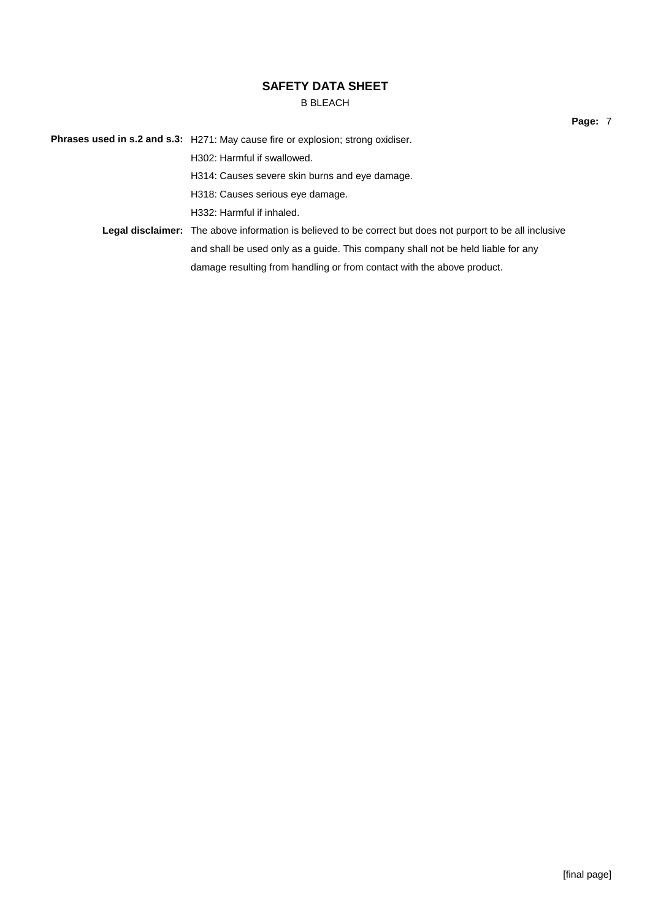**Phrases used in s.2 and s.3:** H271: May cause fire or explosion; strong oxidiser.

H302: Harmful if swallowed.

H314: Causes severe skin burns and eye damage.

H318: Causes serious eye damage.

H332: Harmful if inhaled.

**Legal disclaimer:** The above information is believed to be correct but does not purport to be all inclusive and shall be used only as a guide. This company shall not be held liable for any damage resulting from handling or from contact with the above product.

[final page]